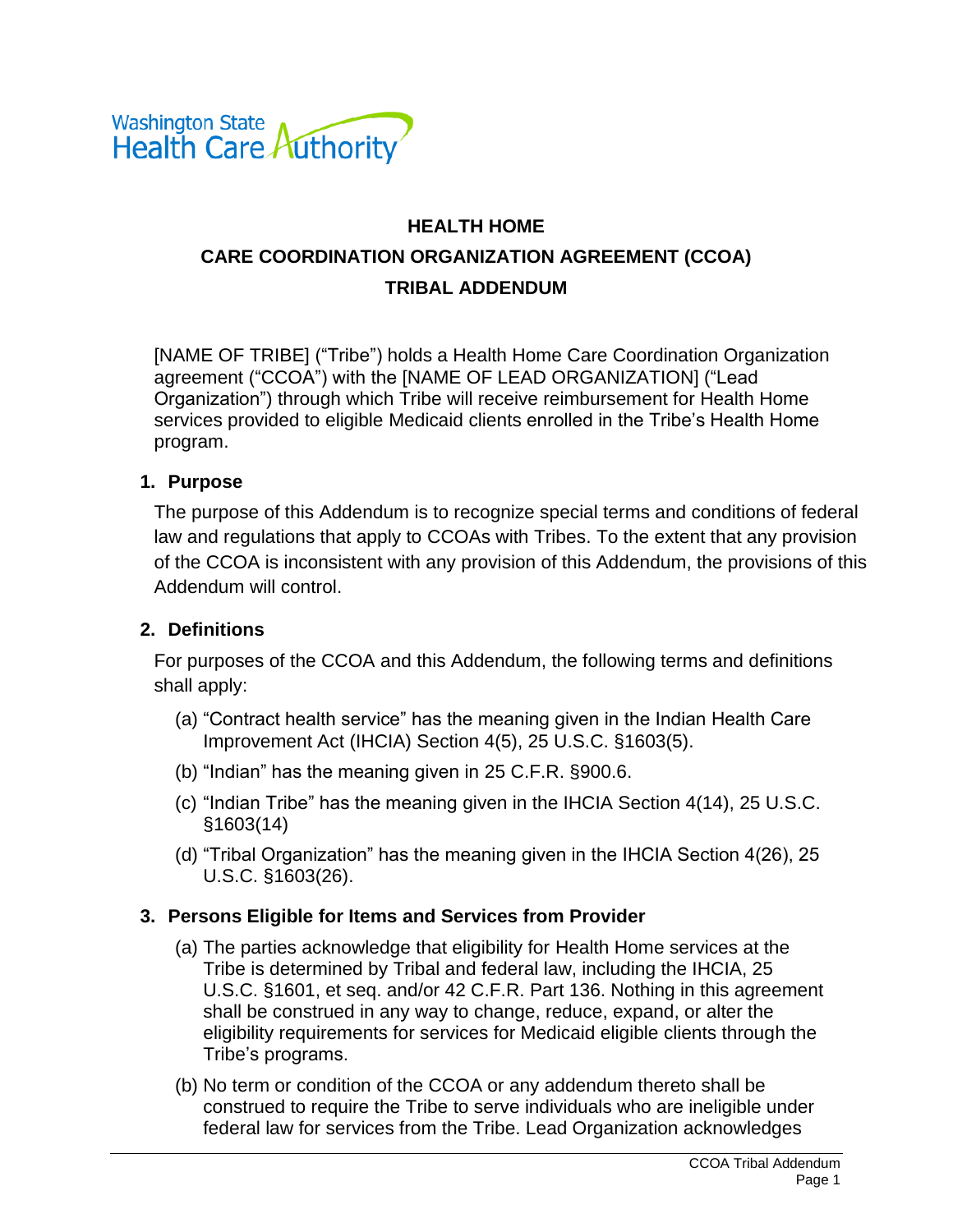Washington State Health Care Authority

# HEALTH HOME
# CARE COORDINATION ORGANIZATION AGREEMENT (CCOA)
# TRIBAL ADDENDUM

[NAME OF TRIBE] ("Tribe") holds a Health Home Care Coordination Organization agreement ("CCOA") with the [NAME OF LEAD ORGANIZATION] ("Lead Organization") through which Tribe will receive reimbursement for Health Home services provided to eligible Medicaid clients enrolled in the Tribe's Health Home program.

## 1. Purpose

The purpose of this Addendum is to recognize special terms and conditions of federal law and regulations that apply to CCOAs with Tribes. To the extent that any provision of the CCOA is inconsistent with any provision of this Addendum, the provisions of this Addendum will control.

## 2. Definitions

For purposes of the CCOA and this Addendum, the following terms and definitions shall apply:

(a) "Contract health service" has the meaning given in the Indian Health Care Improvement Act (IHCIA) Section 4(5), 25 U.S.C. §1603(5).

(b) "Indian" has the meaning given in 25 C.F.R. §900.6.

(c) "Indian Tribe" has the meaning given in the IHCIA Section 4(14), 25 U.S.C. §1603(14)

(d) "Tribal Organization" has the meaning given in the IHCIA Section 4(26), 25 U.S.C. §1603(26).

## 3. Persons Eligible for Items and Services from Provider

(a) The parties acknowledge that eligibility for Health Home services at the Tribe is determined by Tribal and federal law, including the IHCIA, 25 U.S.C. §1601, et seq. and/or 42 C.F.R. Part 136. Nothing in this agreement shall be construed in any way to change, reduce, expand, or alter the eligibility requirements for services for Medicaid eligible clients through the Tribe's programs.

(b) No term or condition of the CCOA or any addendum thereto shall be construed to require the Tribe to serve individuals who are ineligible under federal law for services from the Tribe. Lead Organization acknowledges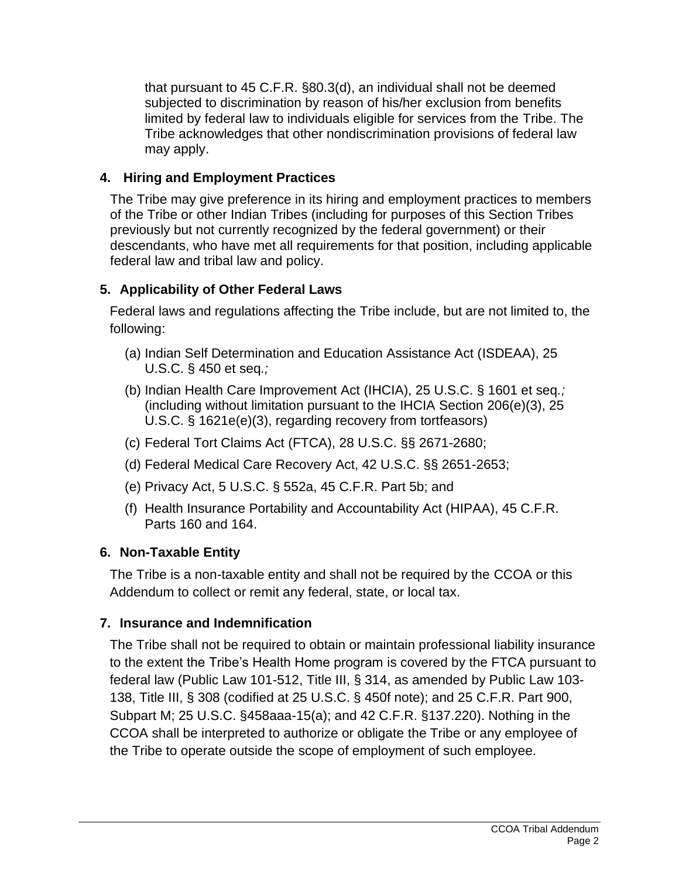that pursuant to 45 C.F.R. §80.3(d), an individual shall not be deemed subjected to discrimination by reason of his/her exclusion from benefits limited by federal law to individuals eligible for services from the Tribe. The Tribe acknowledges that other nondiscrimination provisions of federal law may apply.

**4. Hiring and Employment Practices**

The Tribe may give preference in its hiring and employment practices to members of the Tribe or other Indian Tribes (including for purposes of this Section Tribes previously but not currently recognized by the federal government) or their descendants, who have met all requirements for that position, including applicable federal law and tribal law and policy.

**5. Applicability of Other Federal Laws**

Federal laws and regulations affecting the Tribe include, but are not limited to, the following:

(a) Indian Self Determination and Education Assistance Act (ISDEAA), 25 U.S.C. § 450 et seq*.;*

(b) Indian Health Care Improvement Act (IHCIA), 25 U.S.C. § 1601 et seq*.;* (including without limitation pursuant to the IHCIA Section 206(e)(3), 25 U.S.C. § 1621e(e)(3), regarding recovery from tortfeasors)

(c) Federal Tort Claims Act (FTCA), 28 U.S.C. §§ 2671-2680;

(d) Federal Medical Care Recovery Act, 42 U.S.C. §§ 2651-2653;

(e) Privacy Act, 5 U.S.C. § 552a, 45 C.F.R. Part 5b; and

(f) Health Insurance Portability and Accountability Act (HIPAA), 45 C.F.R. Parts 160 and 164.

**6. Non-Taxable Entity**

The Tribe is a non-taxable entity and shall not be required by the CCOA or this Addendum to collect or remit any federal, state, or local tax.

**7. Insurance and Indemnification**

The Tribe shall not be required to obtain or maintain professional liability insurance to the extent the Tribe's Health Home program is covered by the FTCA pursuant to federal law (Public Law 101-512, Title III, § 314, as amended by Public Law 103-138, Title III, § 308 (codified at 25 U.S.C. § 450f note); and 25 C.F.R. Part 900, Subpart M; 25 U.S.C. §458aaa-15(a); and 42 C.F.R. §137.220). Nothing in the CCOA shall be interpreted to authorize or obligate the Tribe or any employee of the Tribe to operate outside the scope of employment of such employee.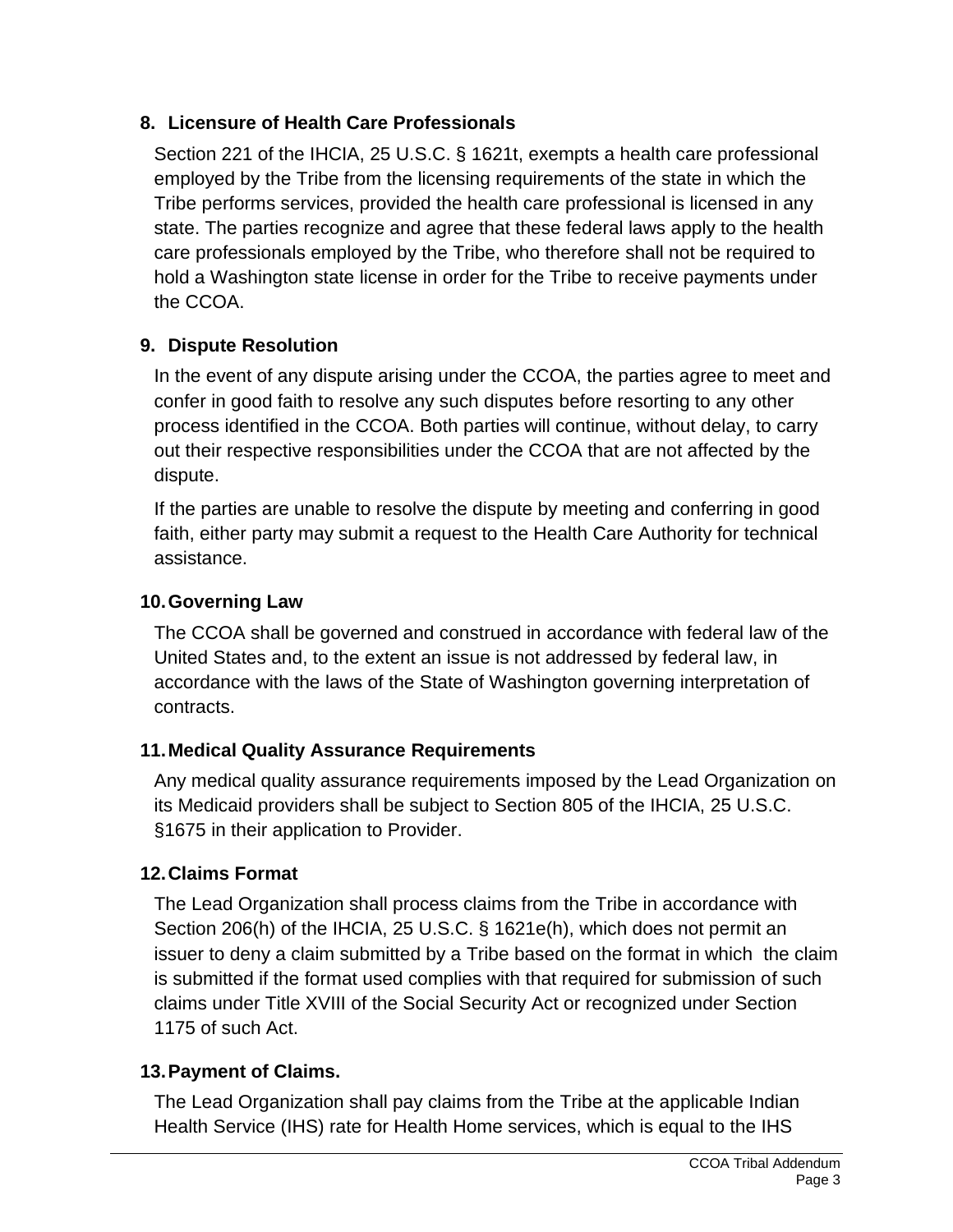## 8. Licensure of Health Care Professionals

Section 221 of the IHCIA, 25 U.S.C. § 1621t, exempts a health care professional employed by the Tribe from the licensing requirements of the state in which the Tribe performs services, provided the health care professional is licensed in any state. The parties recognize and agree that these federal laws apply to the health care professionals employed by the Tribe, who therefore shall not be required to hold a Washington state license in order for the Tribe to receive payments under the CCOA.

## 9. Dispute Resolution

In the event of any dispute arising under the CCOA, the parties agree to meet and confer in good faith to resolve any such disputes before resorting to any other process identified in the CCOA. Both parties will continue, without delay, to carry out their respective responsibilities under the CCOA that are not affected by the dispute.

If the parties are unable to resolve the dispute by meeting and conferring in good faith, either party may submit a request to the Health Care Authority for technical assistance.

## 10. Governing Law

The CCOA shall be governed and construed in accordance with federal law of the United States and, to the extent an issue is not addressed by federal law, in accordance with the laws of the State of Washington governing interpretation of contracts.

## 11. Medical Quality Assurance Requirements

Any medical quality assurance requirements imposed by the Lead Organization on its Medicaid providers shall be subject to Section 805 of the IHCIA, 25 U.S.C. §1675 in their application to Provider.

## 12. Claims Format

The Lead Organization shall process claims from the Tribe in accordance with Section 206(h) of the IHCIA, 25 U.S.C. § 1621e(h), which does not permit an issuer to deny a claim submitted by a Tribe based on the format in which the claim is submitted if the format used complies with that required for submission of such claims under Title XVIII of the Social Security Act or recognized under Section 1175 of such Act.

## 13. Payment of Claims.

The Lead Organization shall pay claims from the Tribe at the applicable Indian Health Service (IHS) rate for Health Home services, which is equal to the IHS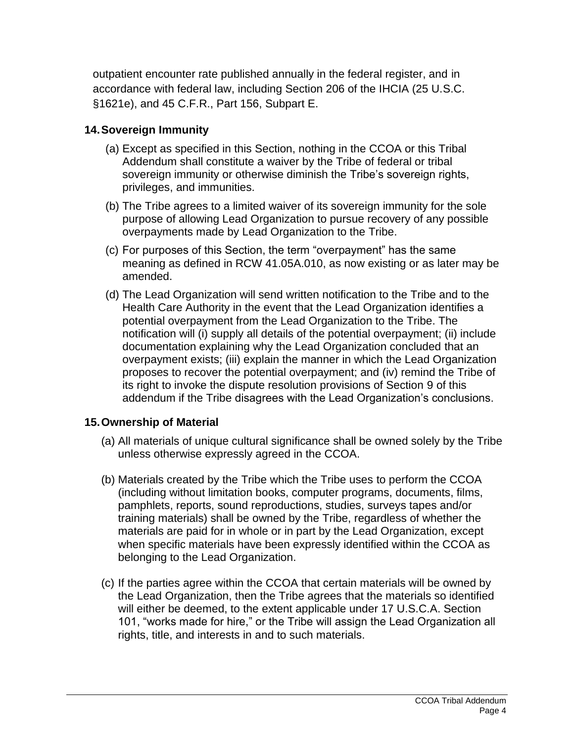outpatient encounter rate published annually in the federal register, and in accordance with federal law, including Section 206 of the IHCIA (25 U.S.C. §1621e), and 45 C.F.R., Part 156, Subpart E.

## 14. Sovereign Immunity

(a) Except as specified in this Section, nothing in the CCOA or this Tribal Addendum shall constitute a waiver by the Tribe of federal or tribal sovereign immunity or otherwise diminish the Tribe's sovereign rights, privileges, and immunities.

(b) The Tribe agrees to a limited waiver of its sovereign immunity for the sole purpose of allowing Lead Organization to pursue recovery of any possible overpayments made by Lead Organization to the Tribe.

(c) For purposes of this Section, the term "overpayment" has the same meaning as defined in RCW 41.05A.010, as now existing or as later may be amended.

(d) The Lead Organization will send written notification to the Tribe and to the Health Care Authority in the event that the Lead Organization identifies a potential overpayment from the Lead Organization to the Tribe. The notification will (i) supply all details of the potential overpayment; (ii) include documentation explaining why the Lead Organization concluded that an overpayment exists; (iii) explain the manner in which the Lead Organization proposes to recover the potential overpayment; and (iv) remind the Tribe of its right to invoke the dispute resolution provisions of Section 9 of this addendum if the Tribe disagrees with the Lead Organization's conclusions.

## 15. Ownership of Material

(a) All materials of unique cultural significance shall be owned solely by the Tribe unless otherwise expressly agreed in the CCOA.

(b) Materials created by the Tribe which the Tribe uses to perform the CCOA (including without limitation books, computer programs, documents, films, pamphlets, reports, sound reproductions, studies, surveys tapes and/or training materials) shall be owned by the Tribe, regardless of whether the materials are paid for in whole or in part by the Lead Organization, except when specific materials have been expressly identified within the CCOA as belonging to the Lead Organization.

(c) If the parties agree within the CCOA that certain materials will be owned by the Lead Organization, then the Tribe agrees that the materials so identified will either be deemed, to the extent applicable under 17 U.S.C.A. Section 101, "works made for hire," or the Tribe will assign the Lead Organization all rights, title, and interests in and to such materials.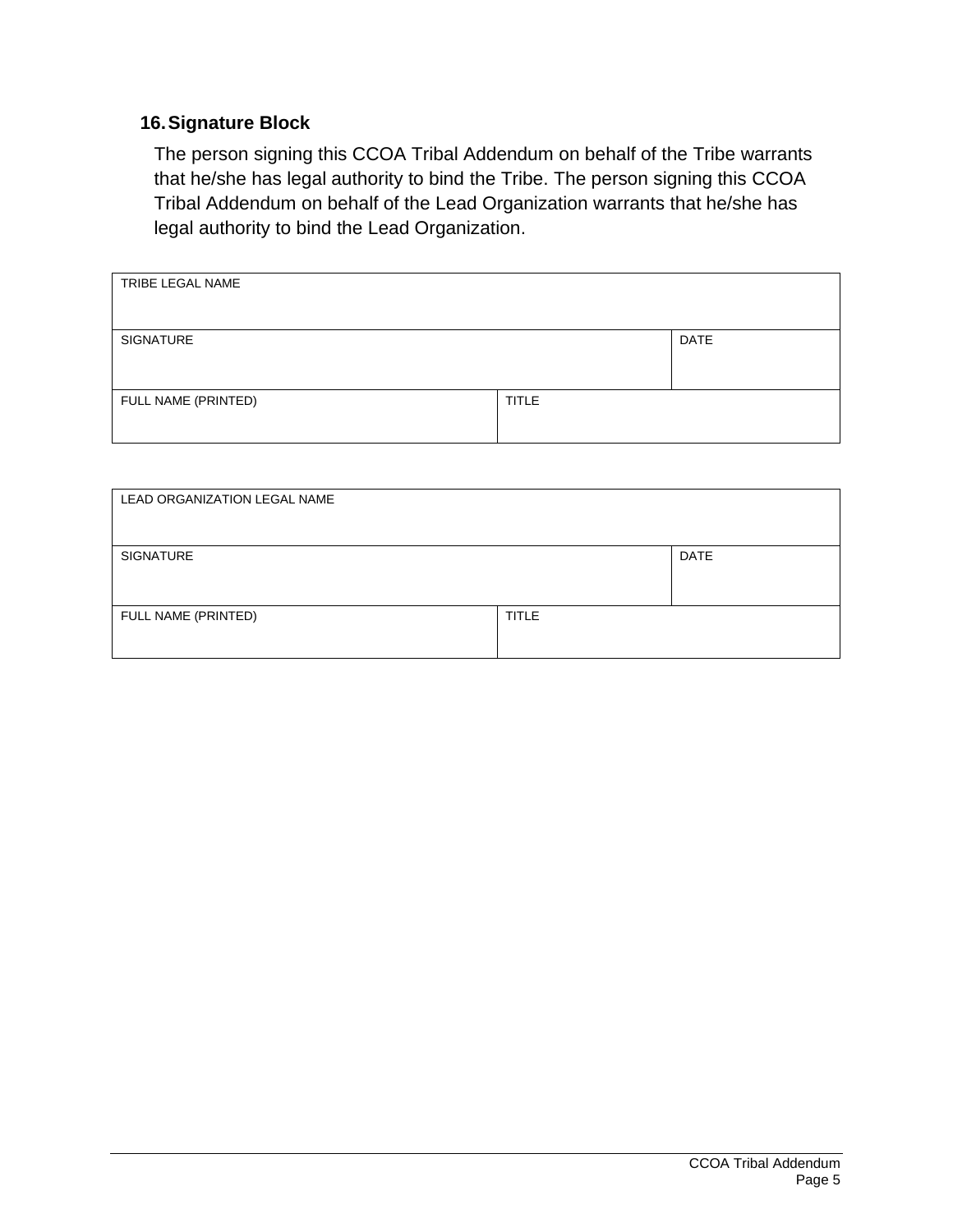## 16. Signature Block

The person signing this CCOA Tribal Addendum on behalf of the Tribe warrants that he/she has legal authority to bind the Tribe. The person signing this CCOA Tribal Addendum on behalf of the Lead Organization warrants that he/she has legal authority to bind the Lead Organization.

| | | |
|---|---|---|
| TRIBE LEGAL NAME | | |
| SIGNATURE | | DATE |
| FULL NAME (PRINTED) | TITLE | |

| | | |
|---|---|---|
| LEAD ORGANIZATION LEGAL NAME | | |
| SIGNATURE | | DATE |
| FULL NAME (PRINTED) | TITLE | |